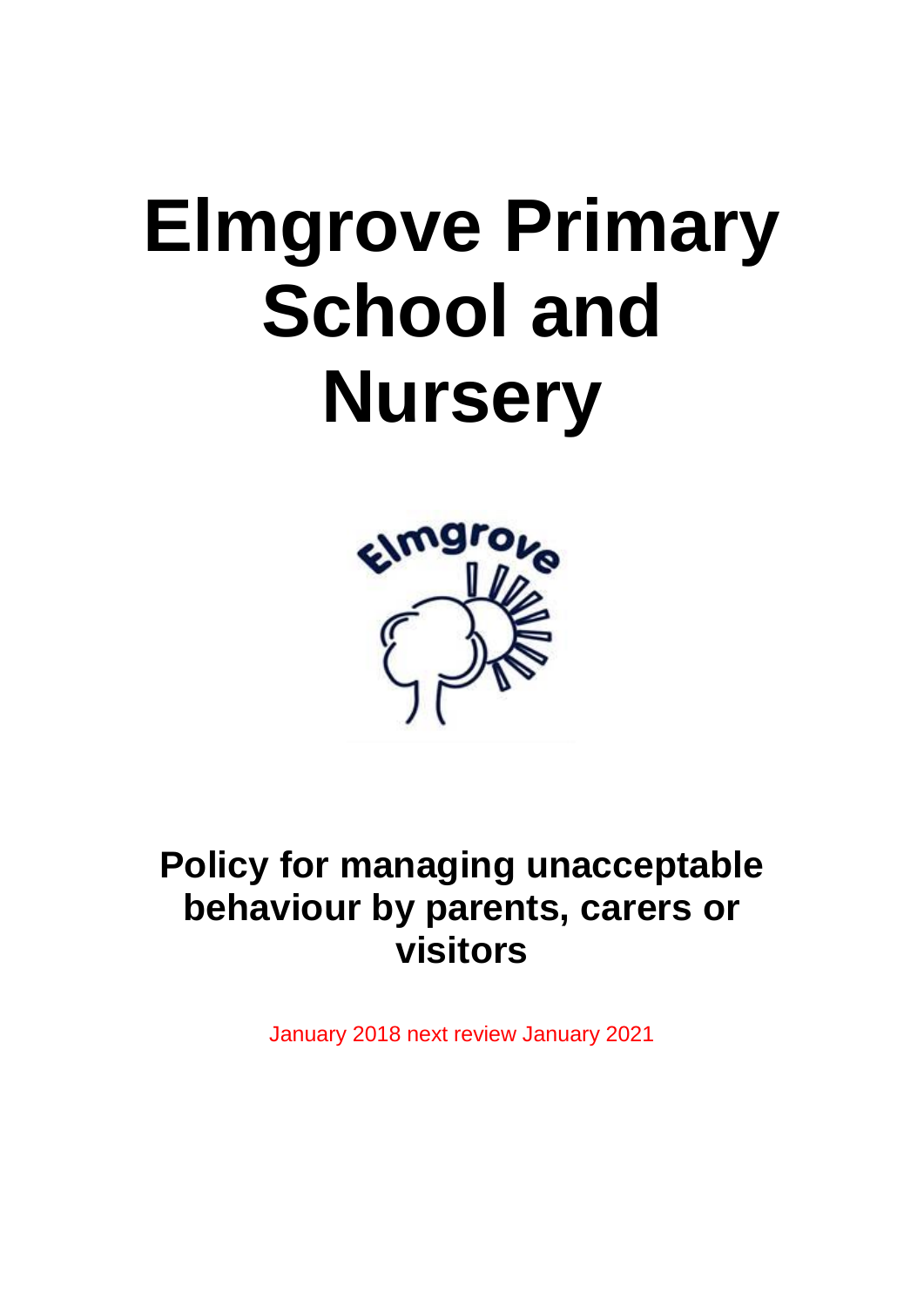# Elmgrove Primary School and Nursery

## Policy for managing unacceptable behaviour by parents, carers or visitors

January 2018 next review January 2021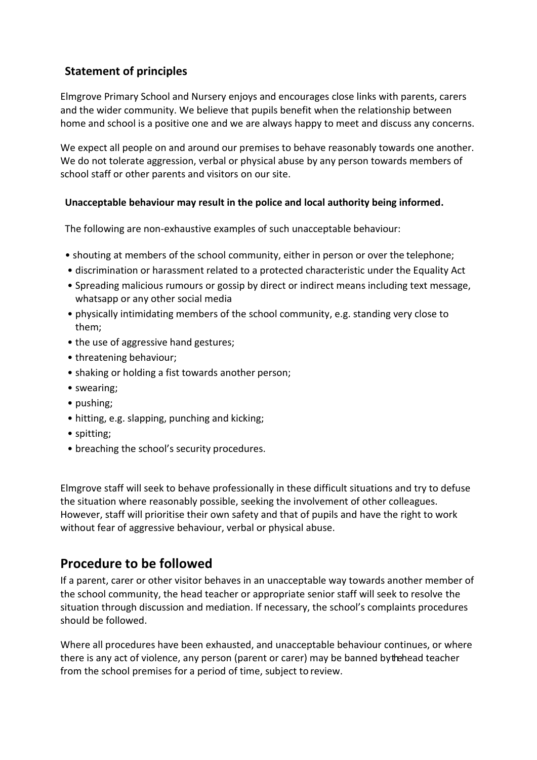## Statement of principles

Elmgrove Primary School and Nursery enjoys and encourages close links with parents, carers and the wider community. We believe that pupils benefit when the relationship between home and school is a positive one and we are always happy to meet and discuss any concerns.

We expect all people on and around our premises to behave reasonably towards one another. We do not tolerate aggression, verbal or physical abuse by any person towards members of school staff or other parents and visitors on our site.

**Unacceptable behaviour may result in the police and local authority being informed.**

The following are non-exhaustive examples of such unacceptable behaviour:

- shouting at members of the school community, either in person or over the telephone;
- discrimination or harassment related to a protected characteristic under the Equality Act
- Spreading malicious rumours or gossip by direct or indirect means including text message, whatsapp or any other social media
- physically intimidating members of the school community, e.g. standing very close to them;
- the use of aggressive hand gestures;
- threatening behaviour;
- shaking or holding a fist towards another person;
- swearing;
- pushing;
- hitting, e.g. slapping, punching and kicking;
- spitting;
- breaching the school's security procedures.

Elmgrove staff will seek to behave professionally in these difficult situations and try to defuse the situation where reasonably possible, seeking the involvement of other colleagues. However, staff will prioritise their own safety and that of pupils and have the right to work without fear of aggressive behaviour, verbal or physical abuse.

# Procedure to be followed

If a parent, carer or other visitor behaves in an unacceptable way towards another member of the school community, the head teacher or appropriate senior staff will seek to resolve the situation through discussion and mediation. If necessary, the school's complaints procedures should be followed.

Where all procedures have been exhausted, and unacceptable behaviour continues, or where there is any act of violence, any person (parent or carer) may be banned by the head teacher from the school premises for a period of time, subject to review.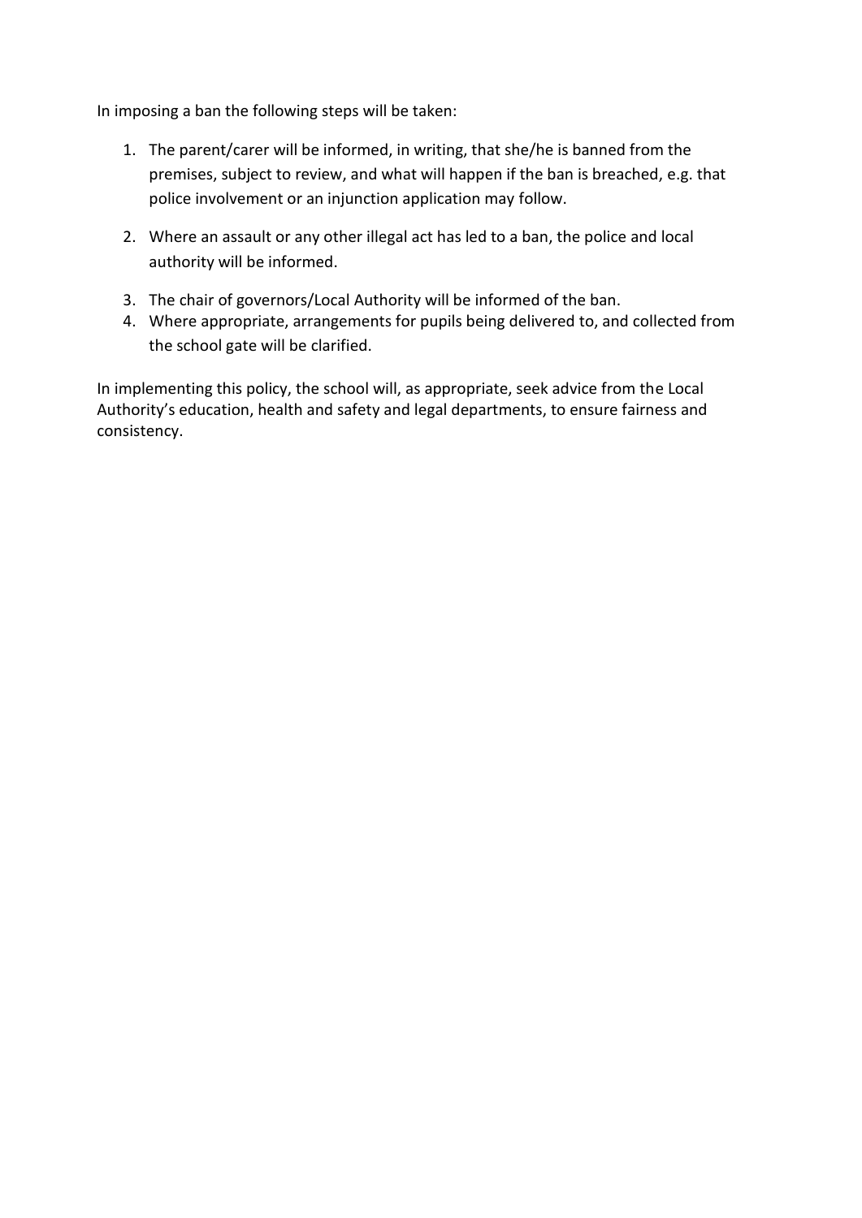In imposing a ban the following steps will be taken:

1. The parent/carer will be informed, in writing, that she/he is banned from the premises, subject to review, and what will happen if the ban is breached, e.g. that police involvement or an injunction application may follow.

2. Where an assault or any other illegal act has led to a ban, the police and local authority will be informed.

3. The chair of governors/Local Authority will be informed of the ban.
4. Where appropriate, arrangements for pupils being delivered to, and collected from the school gate will be clarified.

In implementing this policy, the school will, as appropriate, seek advice from the Local Authority's education, health and safety and legal departments, to ensure fairness and consistency.